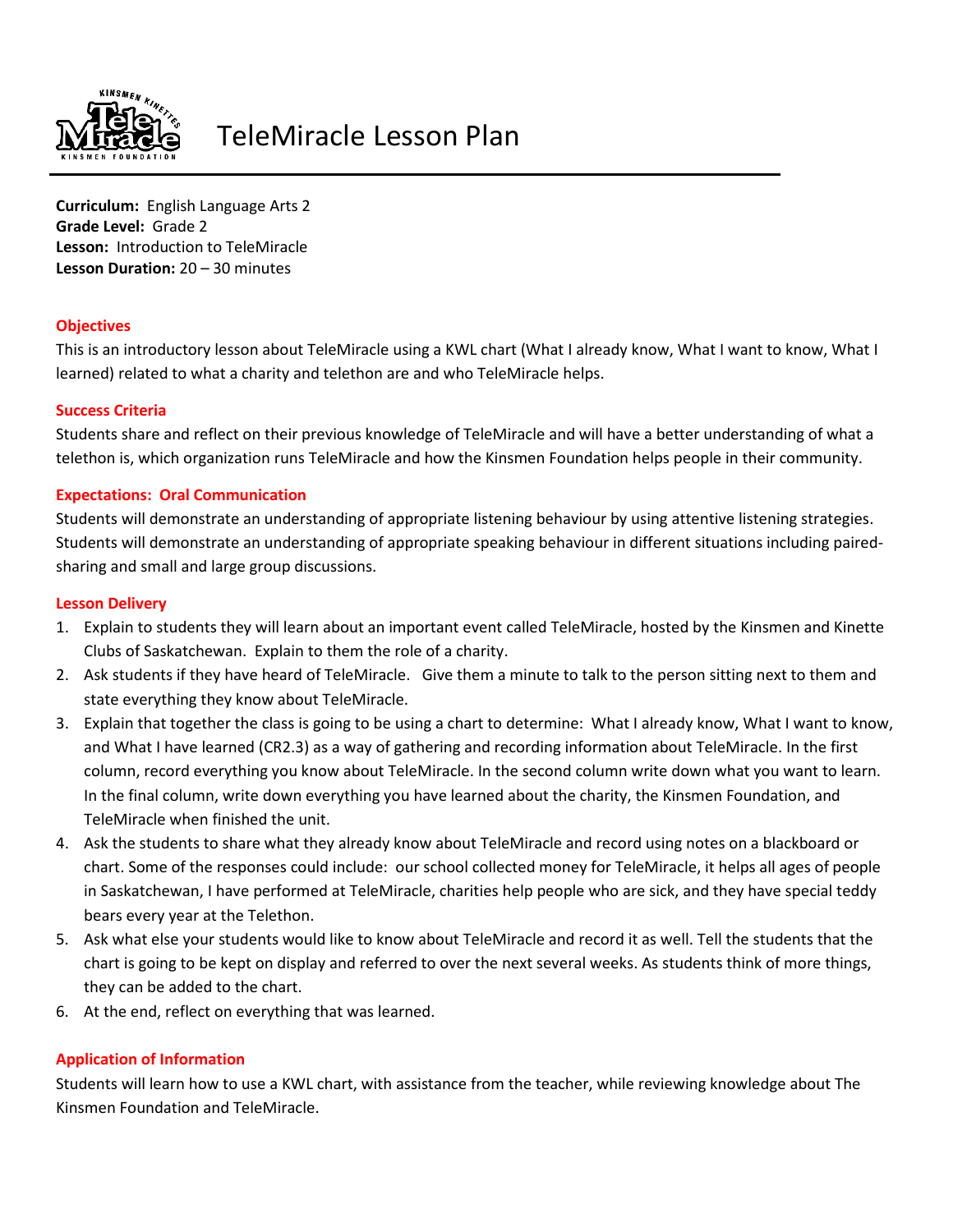# TeleMiracle Lesson Plan

**Curriculum:** English Language Arts 2
**Grade Level:** Grade 2
**Lesson:** Introduction to TeleMiracle
**Lesson Duration:** 20 – 30 minutes

## Objectives

This is an introductory lesson about TeleMiracle using a KWL chart (What I already know, What I want to know, What I learned) related to what a charity and telethon are and who TeleMiracle helps.

## Success Criteria

Students share and reflect on their previous knowledge of TeleMiracle and will have a better understanding of what a telethon is, which organization runs TeleMiracle and how the Kinsmen Foundation helps people in their community.

## Expectations: Oral Communication

Students will demonstrate an understanding of appropriate listening behaviour by using attentive listening strategies. Students will demonstrate an understanding of appropriate speaking behaviour in different situations including paired-sharing and small and large group discussions.

## Lesson Delivery

1. Explain to students they will learn about an important event called TeleMiracle, hosted by the Kinsmen and Kinette Clubs of Saskatchewan. Explain to them the role of a charity.
2. Ask students if they have heard of TeleMiracle. Give them a minute to talk to the person sitting next to them and state everything they know about TeleMiracle.
3. Explain that together the class is going to be using a chart to determine: What I already know, What I want to know, and What I have learned (CR2.3) as a way of gathering and recording information about TeleMiracle. In the first column, record everything you know about TeleMiracle. In the second column write down what you want to learn. In the final column, write down everything you have learned about the charity, the Kinsmen Foundation, and TeleMiracle when finished the unit.
4. Ask the students to share what they already know about TeleMiracle and record using notes on a blackboard or chart. Some of the responses could include: our school collected money for TeleMiracle, it helps all ages of people in Saskatchewan, I have performed at TeleMiracle, charities help people who are sick, and they have special teddy bears every year at the Telethon.
5. Ask what else your students would like to know about TeleMiracle and record it as well. Tell the students that the chart is going to be kept on display and referred to over the next several weeks. As students think of more things, they can be added to the chart.
6. At the end, reflect on everything that was learned.

## Application of Information

Students will learn how to use a KWL chart, with assistance from the teacher, while reviewing knowledge about The Kinsmen Foundation and TeleMiracle.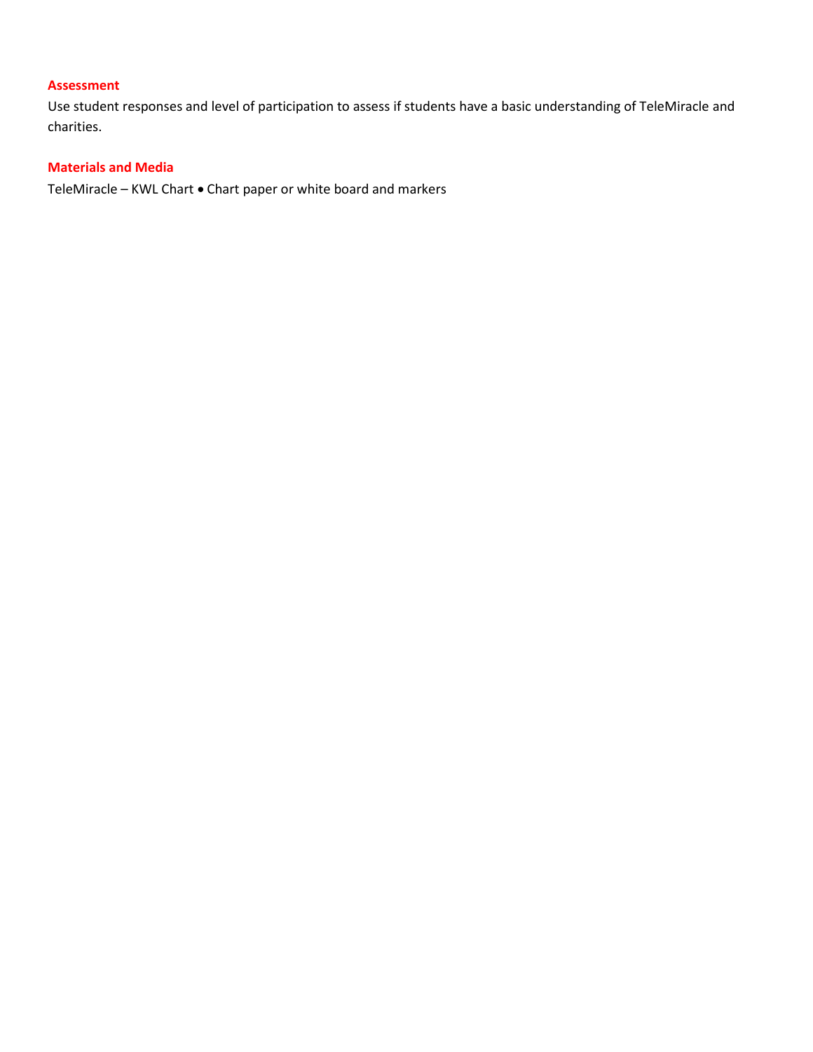### Assessment

Use student responses and level of participation to assess if students have a basic understanding of TeleMiracle and charities.

### Materials and Media

TeleMiracle – KWL Chart • Chart paper or white board and markers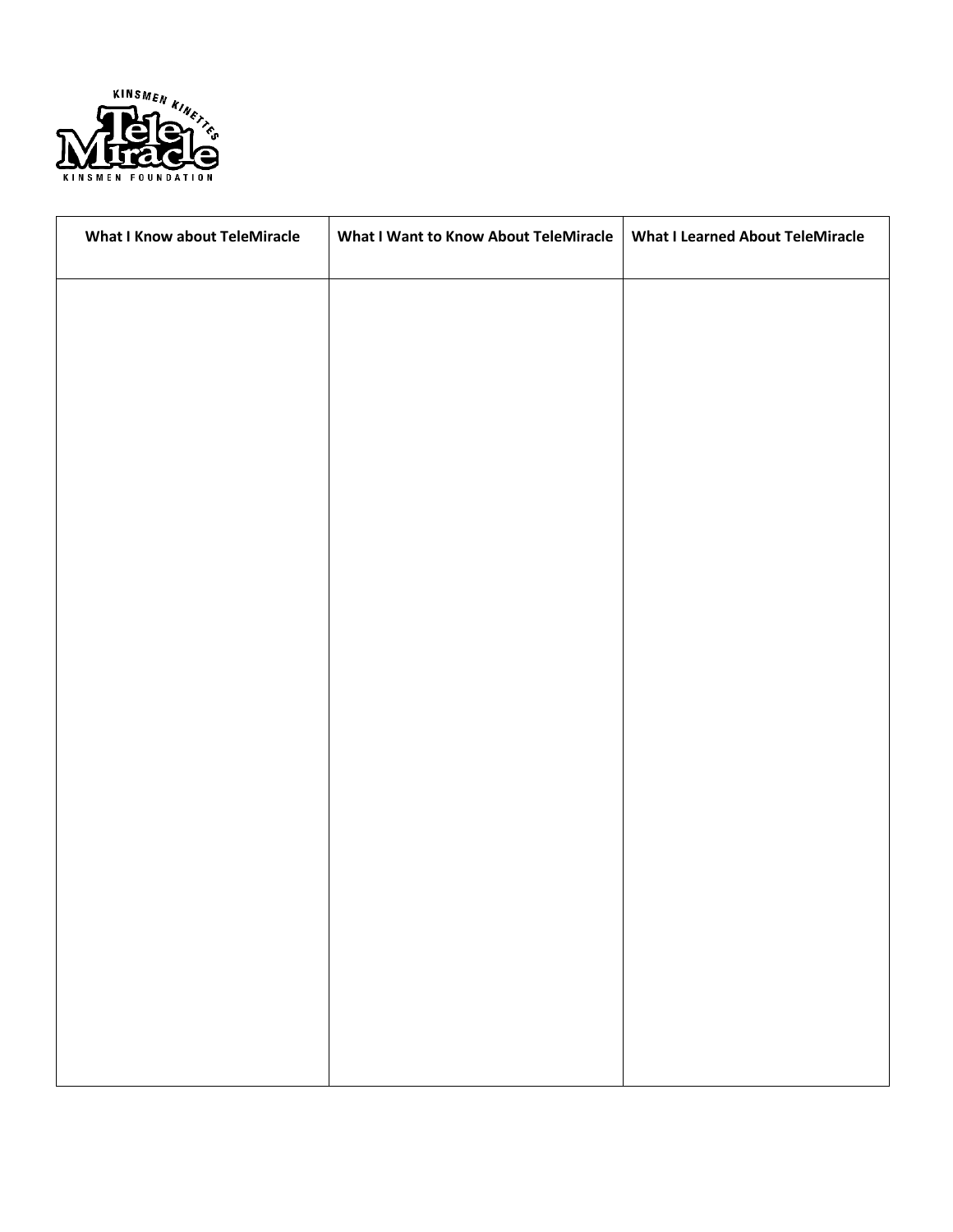KINSMEN KINETTES TeleMiracle KINSMEN FOUNDATION

| What I Know about TeleMiracle | What I Want to Know About TeleMiracle | What I Learned About TeleMiracle |
| --- | --- | --- |
| | | |